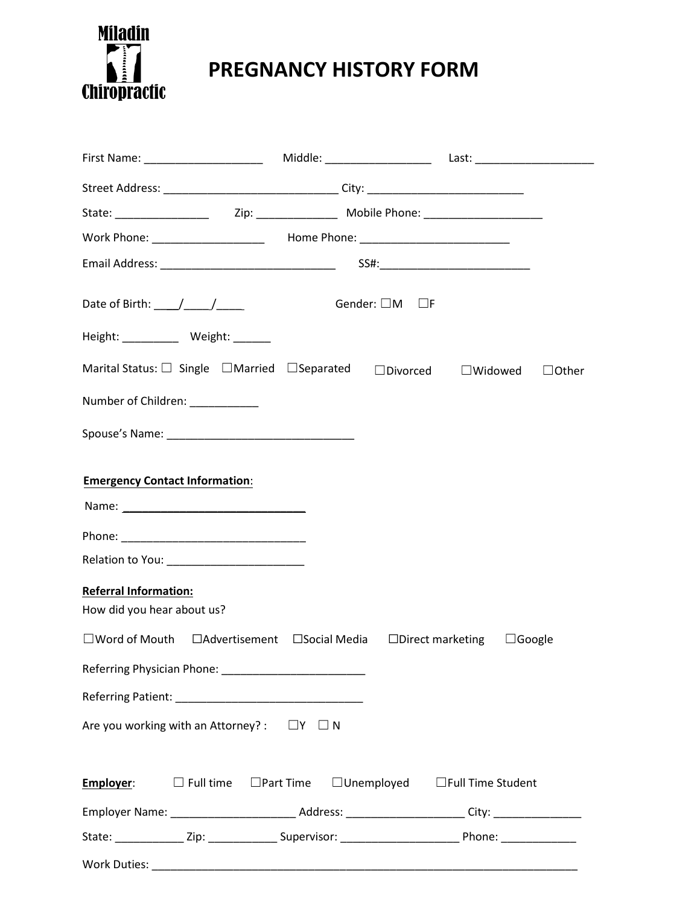Miladin Chiropractic

# PREGNANCY HISTORY FORM

First Name: ___________________ Middle: _________________ Last: ___________________

Street Address: ____________________________ City: _________________________

State: _______________ Zip: _____________ Mobile Phone: ___________________

Work Phone: __________________ Home Phone: ________________________

Email Address: ____________________________ SS#:________________________

Date of Birth: ____/____/____ Gender: ☐M ☐F

Height: _________ Weight: ______

Marital Status: ☐ Single ☐Married ☐Separated ☐Divorced ☐Widowed ☐Other

Number of Children: ___________

Spouse's Name: ______________________________

**Emergency Contact Information**:

Name: ______________________________

Phone: ______________________________

Relation to You: ______________________

**Referral Information:**

How did you hear about us?

☐Word of Mouth ☐Advertisement ☐Social Media ☐Direct marketing ☐Google

Referring Physician Phone: _______________________

Referring Patient: ______________________________

Are you working with an Attorney? : ☐Y ☐ N

**Employer**: ☐ Full time ☐Part Time ☐Unemployed ☐Full Time Student

Employer Name: ____________________ Address: ___________________ City: ______________

State: ___________ Zip: ___________ Supervisor: ___________________ Phone: ____________

Work Duties: ______________________________________________________________________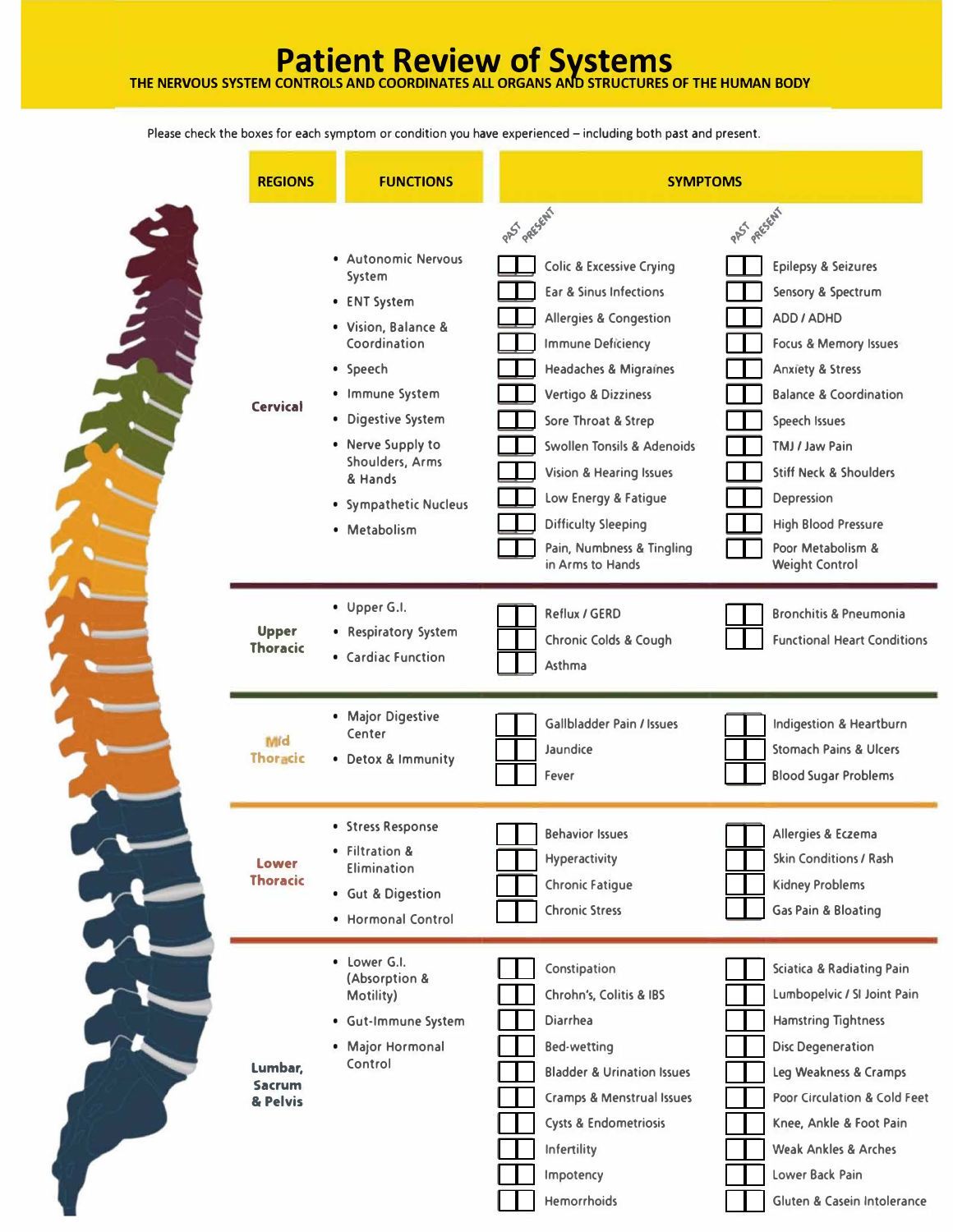# Patient Review of Systems

**THE NERVOUS SYSTEM CONTROLS AND COORDINATES ALL ORGANS AND STRUCTURES OF THE HUMAN BODY**

Please check the boxes for each symptom or condition you have experienced – including both past and present.

| REGIONS | FUNCTIONS | SYMPTOMS (PAST / PRESENT) | | SYMPTOMS (PAST / PRESENT) | |
|---|---|---|---|---|---|
| | | PAST | PRESENT | PAST | PRESENT |
| **Cervical** | • Autonomic Nervous System<br>• ENT System<br>• Vision, Balance & Coordination<br>• Speech<br>• Immune System<br>• Digestive System<br>• Nerve Supply to Shoulders, Arms & Hands<br>• Sympathetic Nucleus<br>• Metabolism | ☐ ☐ Colic & Excessive Crying<br>☐ ☐ Ear & Sinus Infections<br>☐ ☐ Allergies & Congestion<br>☐ ☐ Immune Deficiency<br>☐ ☐ Headaches & Migraines<br>☐ ☐ Vertigo & Dizziness<br>☐ ☐ Sore Throat & Strep<br>☐ ☐ Swollen Tonsils & Adenoids<br>☐ ☐ Vision & Hearing Issues<br>☐ ☐ Low Energy & Fatigue<br>☐ ☐ Difficulty Sleeping<br>☐ ☐ Pain, Numbness & Tingling in Arms to Hands | | ☐ ☐ Epilepsy & Seizures<br>☐ ☐ Sensory & Spectrum<br>☐ ☐ ADD / ADHD<br>☐ ☐ Focus & Memory Issues<br>☐ ☐ Anxiety & Stress<br>☐ ☐ Balance & Coordination<br>☐ ☐ Speech Issues<br>☐ ☐ TMJ / Jaw Pain<br>☐ ☐ Stiff Neck & Shoulders<br>☐ ☐ Depression<br>☐ ☐ High Blood Pressure<br>☐ ☐ Poor Metabolism & Weight Control | |
| **Upper Thoracic** | • Upper G.I.<br>• Respiratory System<br>• Cardiac Function | ☐ ☐ Reflux / GERD<br>☐ ☐ Chronic Colds & Cough<br>☐ ☐ Asthma | | ☐ ☐ Bronchitis & Pneumonia<br>☐ ☐ Functional Heart Conditions | |
| **Mid Thoracic** | • Major Digestive Center<br>• Detox & Immunity | ☐ ☐ Gallbladder Pain / Issues<br>☐ ☐ Jaundice<br>☐ ☐ Fever | | ☐ ☐ Indigestion & Heartburn<br>☐ ☐ Stomach Pains & Ulcers<br>☐ ☐ Blood Sugar Problems | |
| **Lower Thoracic** | • Stress Response<br>• Filtration & Elimination<br>• Gut & Digestion<br>• Hormonal Control | ☐ ☐ Behavior Issues<br>☐ ☐ Hyperactivity<br>☐ ☐ Chronic Fatigue<br>☐ ☐ Chronic Stress | | ☐ ☐ Allergies & Eczema<br>☐ ☐ Skin Conditions / Rash<br>☐ ☐ Kidney Problems<br>☐ ☐ Gas Pain & Bloating | |
| **Lumbar, Sacrum & Pelvis** | • Lower G.I. (Absorption & Motility)<br>• Gut-Immune System<br>• Major Hormonal Control | ☐ ☐ Constipation<br>☐ ☐ Chrohn's, Colitis & IBS<br>☐ ☐ Diarrhea<br>☐ ☐ Bed-wetting<br>☐ ☐ Bladder & Urination Issues<br>☐ ☐ Cramps & Menstrual Issues<br>☐ ☐ Cysts & Endometriosis<br>☐ ☐ Infertility<br>☐ ☐ Impotency<br>☐ ☐ Hemorrhoids | | ☐ ☐ Sciatica & Radiating Pain<br>☐ ☐ Lumbopelvic / SI Joint Pain<br>☐ ☐ Hamstring Tightness<br>☐ ☐ Disc Degeneration<br>☐ ☐ Leg Weakness & Cramps<br>☐ ☐ Poor Circulation & Cold Feet<br>☐ ☐ Knee, Ankle & Foot Pain<br>☐ ☐ Weak Ankles & Arches<br>☐ ☐ Lower Back Pain<br>☐ ☐ Gluten & Casein Intolerance | |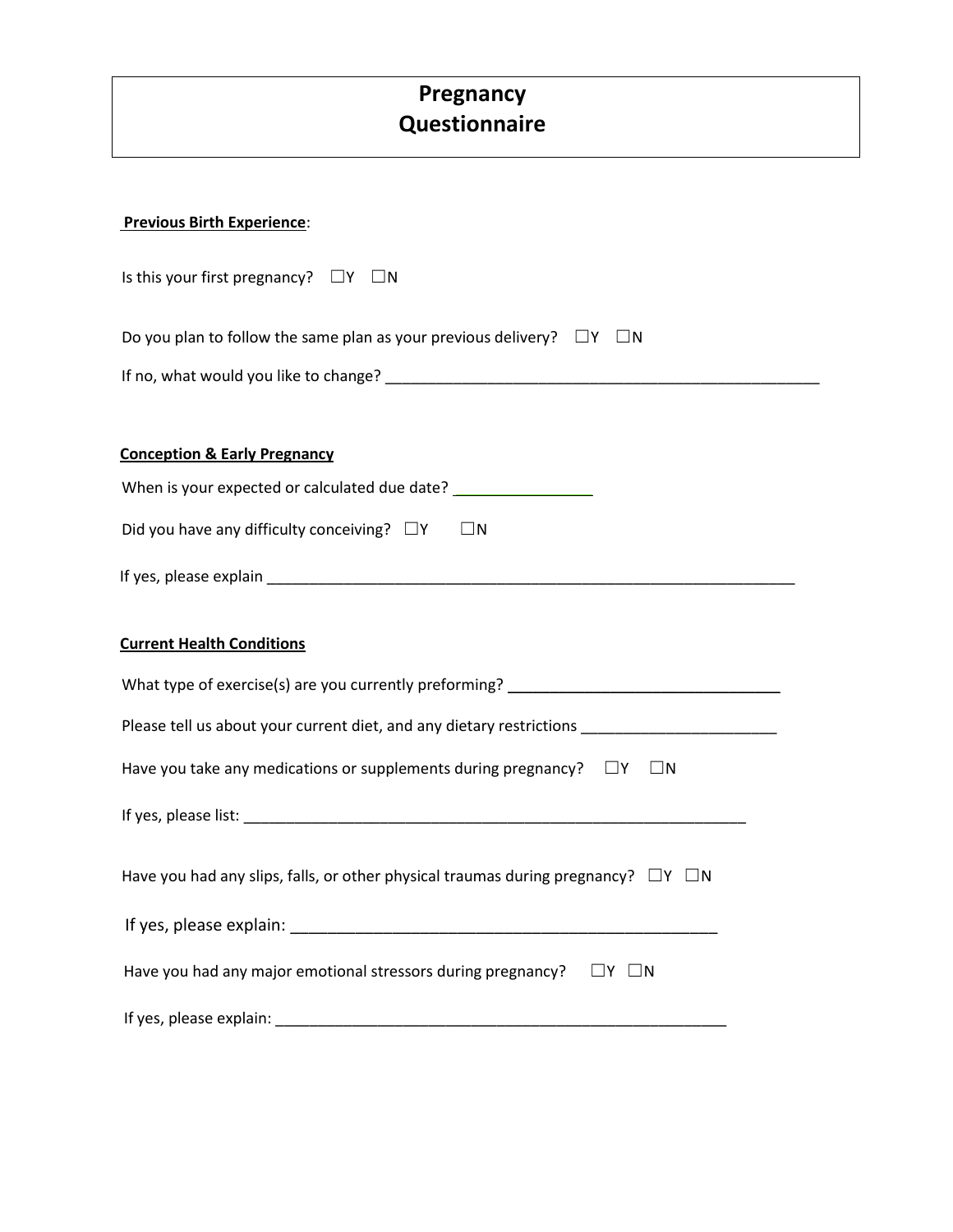# Pregnancy Questionnaire

**Previous Birth Experience**:

Is this your first pregnancy? ☐Y ☐N

Do you plan to follow the same plan as your previous delivery? ☐Y ☐N

If no, what would you like to change? ____________________________________________________

**Conception & Early Pregnancy**

When is your expected or calculated due date? ________________

Did you have any difficulty conceiving? ☐Y ☐N

If yes, please explain _______________________________________________________________

**Current Health Conditions**

What type of exercise(s) are you currently preforming? ________________________________

Please tell us about your current diet, and any dietary restrictions ______________________

Have you take any medications or supplements during pregnancy? ☐Y ☐N

If yes, please list: ___________________________________________________________

Have you had any slips, falls, or other physical traumas during pregnancy? ☐Y ☐N

If yes, please explain: _________________________________________________

Have you had any major emotional stressors during pregnancy? ☐Y ☐N

If yes, please explain: ______________________________________________________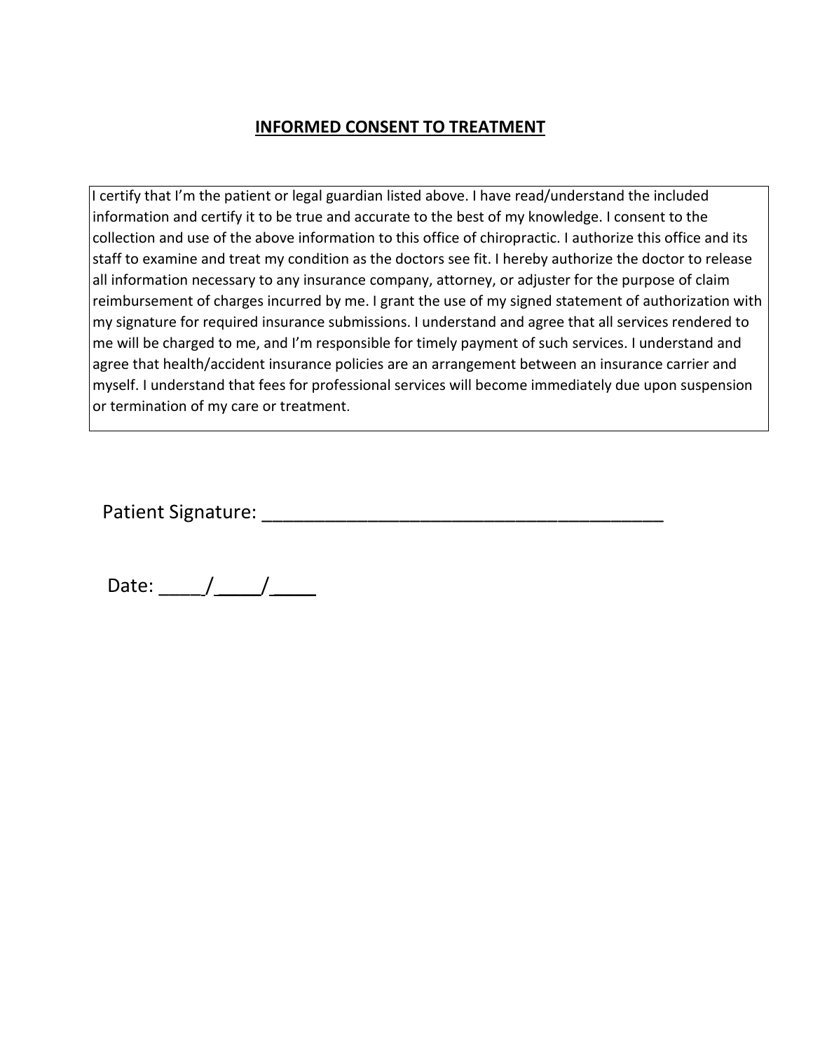## INFORMED CONSENT TO TREATMENT

I certify that I'm the patient or legal guardian listed above. I have read/understand the included information and certify it to be true and accurate to the best of my knowledge. I consent to the collection and use of the above information to this office of chiropractic. I authorize this office and its staff to examine and treat my condition as the doctors see fit. I hereby authorize the doctor to release all information necessary to any insurance company, attorney, or adjuster for the purpose of claim reimbursement of charges incurred by me. I grant the use of my signed statement of authorization with my signature for required insurance submissions. I understand and agree that all services rendered to me will be charged to me, and I'm responsible for timely payment of such services. I understand and agree that health/accident insurance policies are an arrangement between an insurance carrier and myself. I understand that fees for professional services will become immediately due upon suspension or termination of my care or treatment.

Patient Signature: ________________________________________

Date: ____/____/____